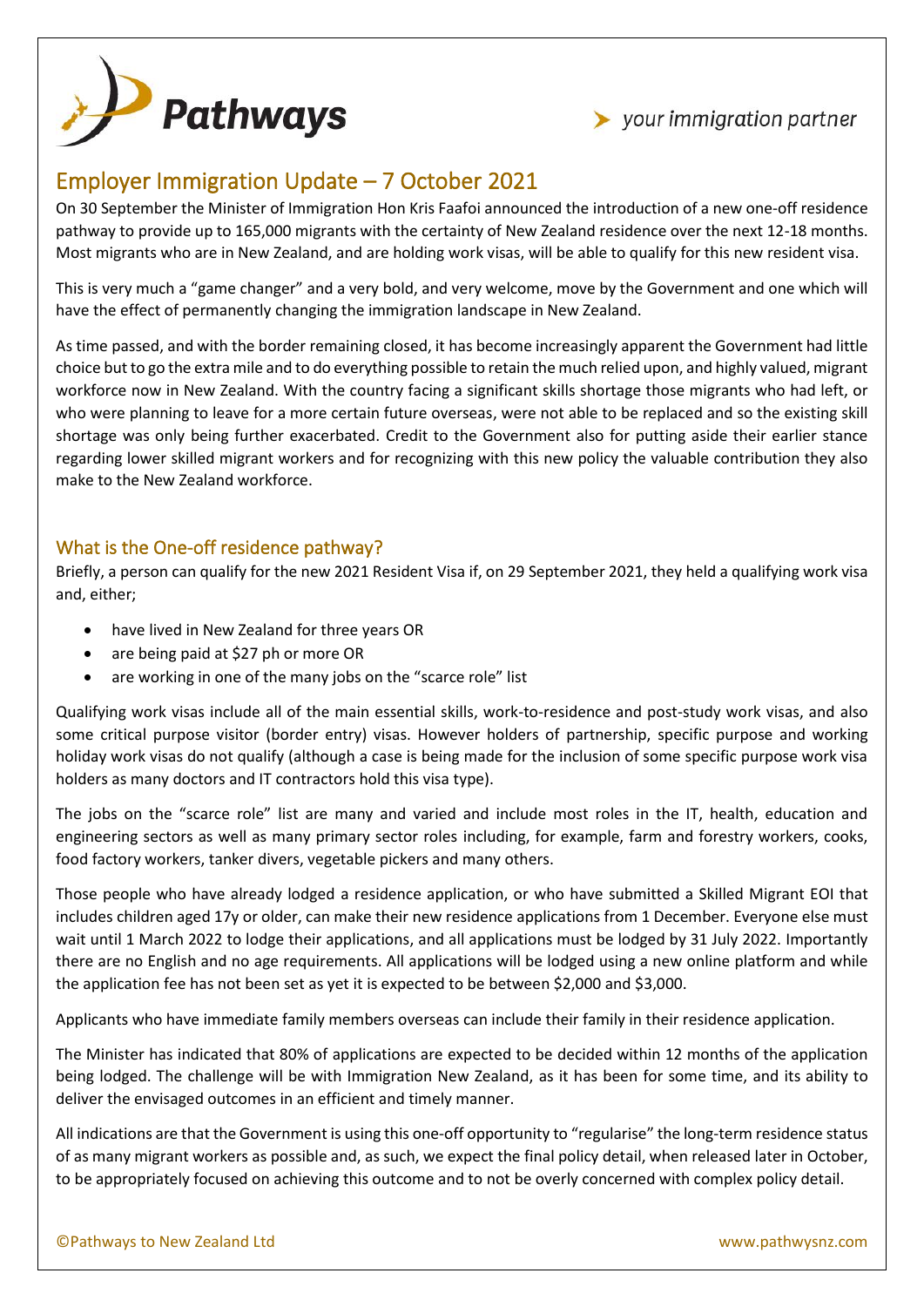# Employer Immigration Update – 7 October 2021

On 30 September the Minister of Immigration Hon Kris Faafoi announced the introduction of a new one-off residence pathway to provide up to 165,000 migrants with the certainty of New Zealand residence over the next 12-18 months. Most migrants who are in New Zealand, and are holding work visas, will be able to qualify for this new resident visa.

This is very much a "game changer" and a very bold, and very welcome, move by the Government and one which will have the effect of permanently changing the immigration landscape in New Zealand.

As time passed, and with the border remaining closed, it has become increasingly apparent the Government had little choice but to go the extra mile and to do everything possible to retain the much relied upon, and highly valued, migrant workforce now in New Zealand. With the country facing a significant skills shortage those migrants who had left, or who were planning to leave for a more certain future overseas, were not able to be replaced and so the existing skill shortage was only being further exacerbated. Credit to the Government also for putting aside their earlier stance regarding lower skilled migrant workers and for recognizing with this new policy the valuable contribution they also make to the New Zealand workforce.

## What is the One-off residence pathway?

Briefly, a person can qualify for the new 2021 Resident Visa if, on 29 September 2021, they held a qualifying work visa and, either;

- have lived in New Zealand for three years OR
- are being paid at $27 ph or more OR
- are working in one of the many jobs on the "scarce role" list

Qualifying work visas include all of the main essential skills, work-to-residence and post-study work visas, and also some critical purpose visitor (border entry) visas. However holders of partnership, specific purpose and working holiday work visas do not qualify (although a case is being made for the inclusion of some specific purpose work visa holders as many doctors and IT contractors hold this visa type).

The jobs on the "scarce role" list are many and varied and include most roles in the IT, health, education and engineering sectors as well as many primary sector roles including, for example, farm and forestry workers, cooks, food factory workers, tanker divers, vegetable pickers and many others.

Those people who have already lodged a residence application, or who have submitted a Skilled Migrant EOI that includes children aged 17y or older, can make their new residence applications from 1 December. Everyone else must wait until 1 March 2022 to lodge their applications, and all applications must be lodged by 31 July 2022. Importantly there are no English and no age requirements. All applications will be lodged using a new online platform and while the application fee has not been set as yet it is expected to be between $2,000 and $3,000.

Applicants who have immediate family members overseas can include their family in their residence application.

The Minister has indicated that 80% of applications are expected to be decided within 12 months of the application being lodged. The challenge will be with Immigration New Zealand, as it has been for some time, and its ability to deliver the envisaged outcomes in an efficient and timely manner.

All indications are that the Government is using this one-off opportunity to "regularise" the long-term residence status of as many migrant workers as possible and, as such, we expect the final policy detail, when released later in October, to be appropriately focused on achieving this outcome and to not be overly concerned with complex policy detail.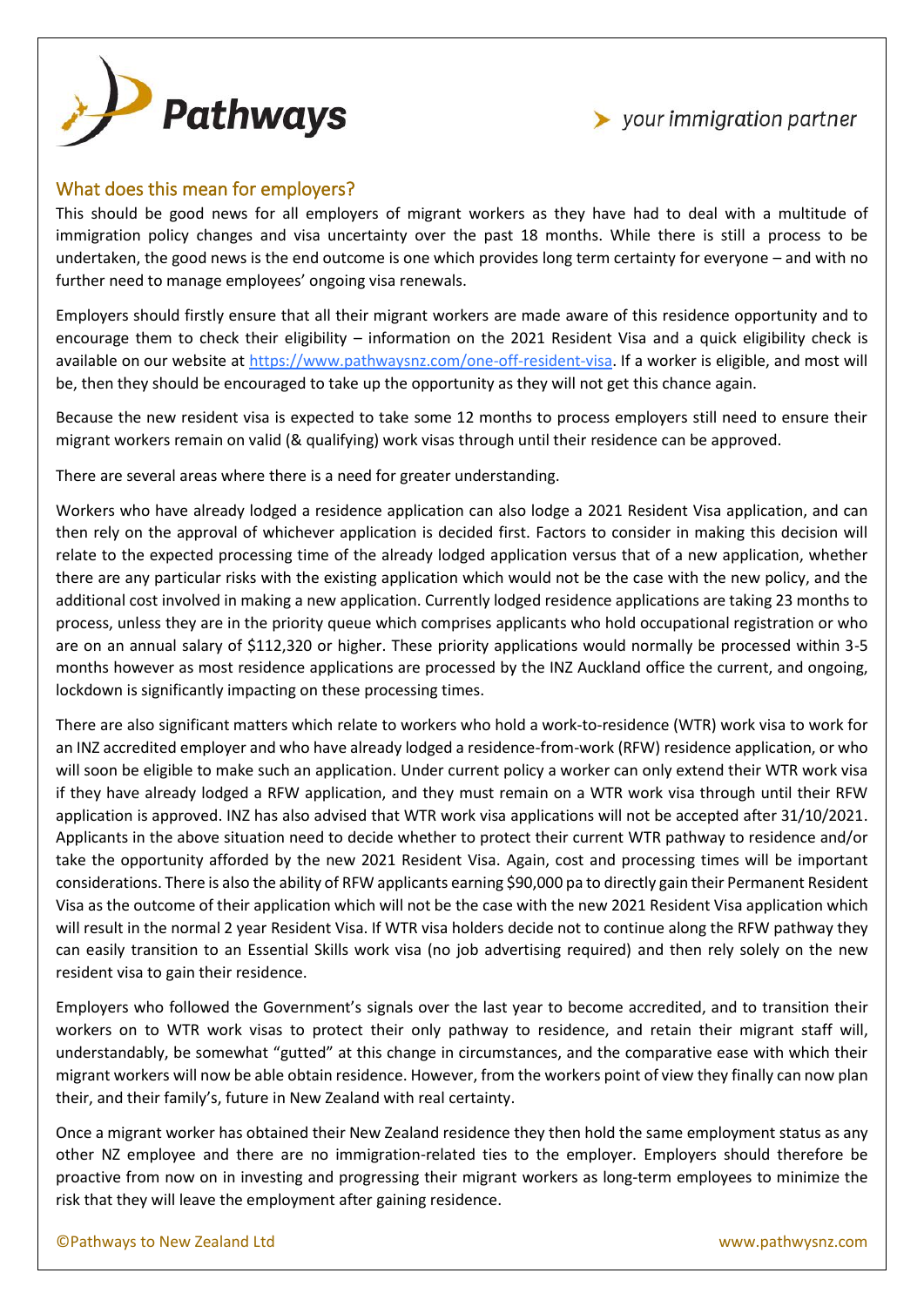## What does this mean for employers?

This should be good news for all employers of migrant workers as they have had to deal with a multitude of immigration policy changes and visa uncertainty over the past 18 months. While there is still a process to be undertaken, the good news is the end outcome is one which provides long term certainty for everyone – and with no further need to manage employees' ongoing visa renewals.

Employers should firstly ensure that all their migrant workers are made aware of this residence opportunity and to encourage them to check their eligibility – information on the 2021 Resident Visa and a quick eligibility check is available on our website at [https://www.pathwaysnz.com/one-off-resident-visa](https://www.pathwaysnz.com/one-off-resident-visa). If a worker is eligible, and most will be, then they should be encouraged to take up the opportunity as they will not get this chance again.

Because the new resident visa is expected to take some 12 months to process employers still need to ensure their migrant workers remain on valid (& qualifying) work visas through until their residence can be approved.

There are several areas where there is a need for greater understanding.

Workers who have already lodged a residence application can also lodge a 2021 Resident Visa application, and can then rely on the approval of whichever application is decided first. Factors to consider in making this decision will relate to the expected processing time of the already lodged application versus that of a new application, whether there are any particular risks with the existing application which would not be the case with the new policy, and the additional cost involved in making a new application. Currently lodged residence applications are taking 23 months to process, unless they are in the priority queue which comprises applicants who hold occupational registration or who are on an annual salary of $112,320 or higher. These priority applications would normally be processed within 3-5 months however as most residence applications are processed by the INZ Auckland office the current, and ongoing, lockdown is significantly impacting on these processing times.

There are also significant matters which relate to workers who hold a work-to-residence (WTR) work visa to work for an INZ accredited employer and who have already lodged a residence-from-work (RFW) residence application, or who will soon be eligible to make such an application. Under current policy a worker can only extend their WTR work visa if they have already lodged a RFW application, and they must remain on a WTR work visa through until their RFW application is approved. INZ has also advised that WTR work visa applications will not be accepted after 31/10/2021. Applicants in the above situation need to decide whether to protect their current WTR pathway to residence and/or take the opportunity afforded by the new 2021 Resident Visa. Again, cost and processing times will be important considerations. There is also the ability of RFW applicants earning $90,000 pa to directly gain their Permanent Resident Visa as the outcome of their application which will not be the case with the new 2021 Resident Visa application which will result in the normal 2 year Resident Visa. If WTR visa holders decide not to continue along the RFW pathway they can easily transition to an Essential Skills work visa (no job advertising required) and then rely solely on the new resident visa to gain their residence.

Employers who followed the Government's signals over the last year to become accredited, and to transition their workers on to WTR work visas to protect their only pathway to residence, and retain their migrant staff will, understandably, be somewhat "gutted" at this change in circumstances, and the comparative ease with which their migrant workers will now be able obtain residence. However, from the workers point of view they finally can now plan their, and their family's, future in New Zealand with real certainty.

Once a migrant worker has obtained their New Zealand residence they then hold the same employment status as any other NZ employee and there are no immigration-related ties to the employer. Employers should therefore be proactive from now on in investing and progressing their migrant workers as long-term employees to minimize the risk that they will leave the employment after gaining residence.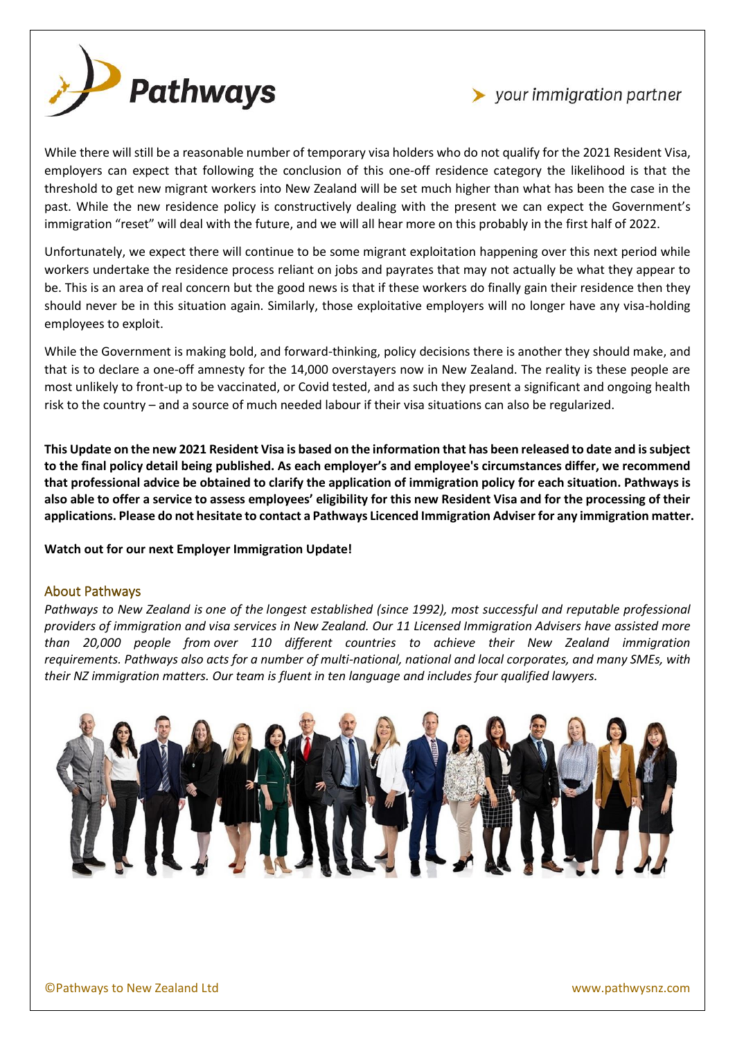While there will still be a reasonable number of temporary visa holders who do not qualify for the 2021 Resident Visa, employers can expect that following the conclusion of this one-off residence category the likelihood is that the threshold to get new migrant workers into New Zealand will be set much higher than what has been the case in the past. While the new residence policy is constructively dealing with the present we can expect the Government's immigration "reset" will deal with the future, and we will all hear more on this probably in the first half of 2022.

Unfortunately, we expect there will continue to be some migrant exploitation happening over this next period while workers undertake the residence process reliant on jobs and payrates that may not actually be what they appear to be. This is an area of real concern but the good news is that if these workers do finally gain their residence then they should never be in this situation again. Similarly, those exploitative employers will no longer have any visa-holding employees to exploit.

While the Government is making bold, and forward-thinking, policy decisions there is another they should make, and that is to declare a one-off amnesty for the 14,000 overstayers now in New Zealand. The reality is these people are most unlikely to front-up to be vaccinated, or Covid tested, and as such they present a significant and ongoing health risk to the country – and a source of much needed labour if their visa situations can also be regularized.

**This Update on the new 2021 Resident Visa is based on the information that has been released to date and is subject to the final policy detail being published. As each employer's and employee's circumstances differ, we recommend that professional advice be obtained to clarify the application of immigration policy for each situation. Pathways is also able to offer a service to assess employees' eligibility for this new Resident Visa and for the processing of their applications. Please do not hesitate to contact a Pathways Licenced Immigration Adviser for any immigration matter.**

**Watch out for our next Employer Immigration Update!**

## About Pathways

*Pathways to New Zealand is one of the longest established (since 1992), most successful and reputable professional providers of immigration and visa services in New Zealand. Our 11 Licensed Immigration Advisers have assisted more than 20,000 people from over 110 different countries to achieve their New Zealand immigration requirements. Pathways also acts for a number of multi-national, national and local corporates, and many SMEs, with their NZ immigration matters. Our team is fluent in ten language and includes four qualified lawyers.*